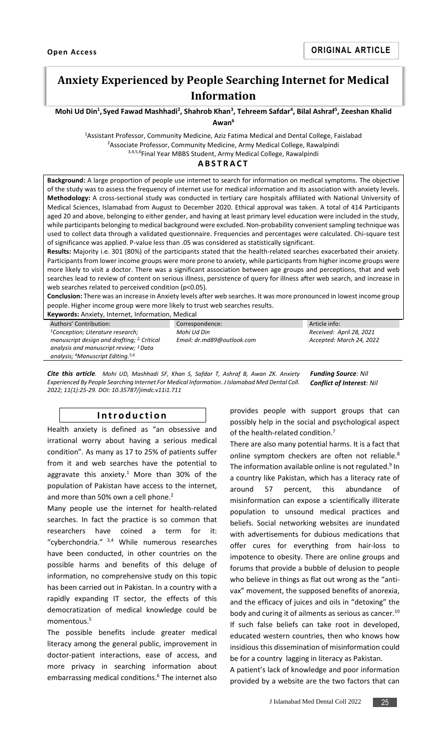**Open Access**

**ORIGINAL ARTICLE**

# Anxiety Experienced by People Searching Internet for Medical Information

**Mohi Ud Din[1], Syed Fawad Mashhadi[2], Shahrob Khan[3], Tehreem Safdar[4], Bilal Ashraf[5], Zeeshan Khalid Awan[6]**

[1]Assistant Professor, Community Medicine, Aziz Fatima Medical and Dental College, Faisladab
[2]Associate Professor, Community Medicine, Army Medical College, Rawalpindi
[3,4,5,6]Final Year MBBS Student, Army Medical College, Rawalpindi

## ABSTRACT

**Background:** A large proportion of people use internet to search for information on medical symptoms. The objective of the study was to assess the frequency of internet use for medical information and its association with anxiety levels.

**Methodology:** A cross-sectional study was conducted in tertiary care hospitals affiliated with National University of Medical Sciences, Islamabad from August to December 2020. Ethical approval was taken. A total of 414 Participants aged 20 and above, belonging to either gender, and having at least primary level education were included in the study, while participants belonging to medical background were excluded. Non-probability convenient sampling technique was used to collect data through a validated questionnaire. Frequencies and percentages were calculated. Chi-square test of significance was applied. P-value less than .05 was considered as statistically significant.

**Results:** Majority i.e. 301 (80%) of the participants stated that the health-related searches exacerbated their anxiety. Participants from lower income groups were more prone to anxiety, while participants from higher income groups were more likely to visit a doctor. There was a significant association between age groups and perceptions, that and web searches lead to review of content on serious illness, persistence of query for illness after web search, and increase in web searches related to perceived condition ($p<0.05$).

**Conclusion:** There was an increase in Anxiety levels after web searches. It was more pronounced in lowest income group people. Higher income group were more likely to trust web searches results.

**Keywords:** Anxiety, Internet, Information, Medical

| Authors' Contribution: | Correspondence: | Article info: |
|---|---|---|
| [1]*Conception; Literature research; manuscript design and drafting;* [2]*Critical analysis and manuscript review;* [3]*Data analysis;* [4]*Manuscript Editing.*[5,6] | *Mohi Ud Din* *Email: dr.md89@outlook.com* | *Received: April 28, 2021* *Accepted: March 24, 2022* |

***Cite this article****. Mohi UD, Mashhadi SF, Khan S, Safdar T, Ashraf B, Awan ZK. Anxiety Experienced By People Searching Internet For Medical Information. J Islamabad Med Dental Coll. 2022; 11(1):25-29. DOI: 10.35787/jimdc.v11i1.711*

***Funding Source****: Nil*
***Conflict of Interest****: Nil*

## Introduction

Health anxiety is defined as "an obsessive and irrational worry about having a serious medical condition". As many as 17 to 25% of patients suffer from it and web searches have the potential to aggravate this anxiety.[1] More than 30% of the population of Pakistan have access to the internet, and more than 50% own a cell phone.[2]

Many people use the internet for health-related searches. In fact the practice is so common that researchers have coined a term for it: "cyberchondria." [3,4] While numerous researches have been conducted, in other countries on the possible harms and benefits of this deluge of information, no comprehensive study on this topic has been carried out in Pakistan. In a country with a rapidly expanding IT sector, the effects of this democratization of medical knowledge could be momentous.[5]

The possible benefits include greater medical literacy among the general public, improvement in doctor-patient interactions, ease of access, and more privacy in searching information about embarrassing medical conditions.[6] The internet also provides people with support groups that can possibly help in the social and psychological aspect of the health-related condition.[7]

There are also many potential harms. It is a fact that online symptom checkers are often not reliable.[8] The information available online is not regulated.[9] In a country like Pakistan, which has a literacy rate of around 57 percent, this abundance of misinformation can expose a scientifically illiterate population to unsound medical practices and beliefs. Social networking websites are inundated with advertisements for dubious medications that offer cures for everything from hair-loss to impotence to obesity. There are online groups and forums that provide a bubble of delusion to people who believe in things as flat out wrong as the "anti-vax" movement, the supposed benefits of anorexia, and the efficacy of juices and oils in "detoxing" the body and curing it of ailments as serious as cancer.[10] If such false beliefs can take root in developed, educated western countries, then who knows how insidious this dissemination of misinformation could be for a country lagging in literacy as Pakistan.

A patient's lack of knowledge and poor information provided by a website are the two factors that can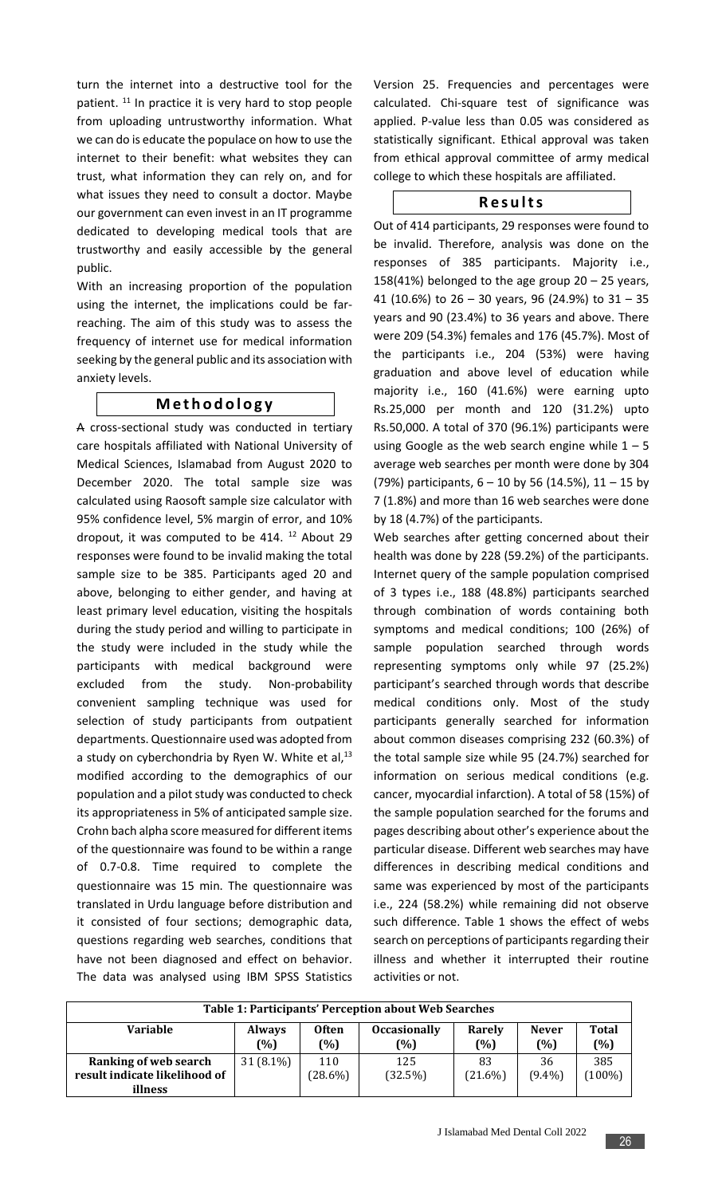turn the internet into a destructive tool for the patient. [11] In practice it is very hard to stop people from uploading untrustworthy information. What we can do is educate the populace on how to use the internet to their benefit: what websites they can trust, what information they can rely on, and for what issues they need to consult a doctor. Maybe our government can even invest in an IT programme dedicated to developing medical tools that are trustworthy and easily accessible by the general public.

With an increasing proportion of the population using the internet, the implications could be far-reaching. The aim of this study was to assess the frequency of internet use for medical information seeking by the general public and its association with anxiety levels.

## Methodology

A cross-sectional study was conducted in tertiary care hospitals affiliated with National University of Medical Sciences, Islamabad from August 2020 to December 2020. The total sample size was calculated using Raosoft sample size calculator with 95% confidence level, 5% margin of error, and 10% dropout, it was computed to be 414. [12] About 29 responses were found to be invalid making the total sample size to be 385. Participants aged 20 and above, belonging to either gender, and having at least primary level education, visiting the hospitals during the study period and willing to participate in the study were included in the study while the participants with medical background were excluded from the study. Non-probability convenient sampling technique was used for selection of study participants from outpatient departments. Questionnaire used was adopted from a study on cyberchondria by Ryen W. White et al,[13] modified according to the demographics of our population and a pilot study was conducted to check its appropriateness in 5% of anticipated sample size. Crohn bach alpha score measured for different items of the questionnaire was found to be within a range of 0.7-0.8. Time required to complete the questionnaire was 15 min. The questionnaire was translated in Urdu language before distribution and it consisted of four sections; demographic data, questions regarding web searches, conditions that have not been diagnosed and effect on behavior. The data was analysed using IBM SPSS Statistics Version 25. Frequencies and percentages were calculated. Chi-square test of significance was applied. P-value less than 0.05 was considered as statistically significant. Ethical approval was taken from ethical approval committee of army medical college to which these hospitals are affiliated.

## Results

Out of 414 participants, 29 responses were found to be invalid. Therefore, analysis was done on the responses of 385 participants. Majority i.e., 158(41%) belonged to the age group 20 – 25 years, 41 (10.6%) to 26 – 30 years, 96 (24.9%) to 31 – 35 years and 90 (23.4%) to 36 years and above. There were 209 (54.3%) females and 176 (45.7%). Most of the participants i.e., 204 (53%) were having graduation and above level of education while majority i.e., 160 (41.6%) were earning upto Rs.25,000 per month and 120 (31.2%) upto Rs.50,000. A total of 370 (96.1%) participants were using Google as the web search engine while 1 – 5 average web searches per month were done by 304 (79%) participants, 6 – 10 by 56 (14.5%), 11 – 15 by 7 (1.8%) and more than 16 web searches were done by 18 (4.7%) of the participants.

Web searches after getting concerned about their health was done by 228 (59.2%) of the participants. Internet query of the sample population comprised of 3 types i.e., 188 (48.8%) participants searched through combination of words containing both symptoms and medical conditions; 100 (26%) of sample population searched through words representing symptoms only while 97 (25.2%) participant's searched through words that describe medical conditions only. Most of the study participants generally searched for information about common diseases comprising 232 (60.3%) of the total sample size while 95 (24.7%) searched for information on serious medical conditions (e.g. cancer, myocardial infarction). A total of 58 (15%) of the sample population searched for the forums and pages describing about other's experience about the particular disease. Different web searches may have differences in describing medical conditions and same was experienced by most of the participants i.e., 224 (58.2%) while remaining did not observe such difference. Table 1 shows the effect of webs search on perceptions of participants regarding their illness and whether it interrupted their routine activities or not.

**Table 1: Participants' Perception about Web Searches**

| Variable | Always (%) | Often (%) | Occasionally (%) | Rarely (%) | Never (%) | Total (%) |
|---|---|---|---|---|---|---|
| Ranking of web search result indicate likelihood of illness | 31 (8.1%) | 110 (28.6%) | 125 (32.5%) | 83 (21.6%) | 36 (9.4%) | 385 (100%) |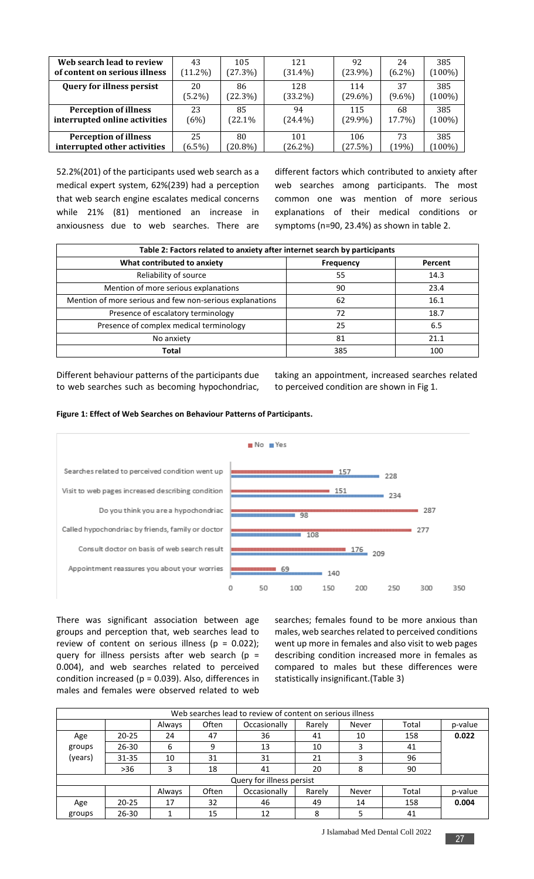| Web search lead to review of content on serious illness | 43 (11.2%) | 105 (27.3%) | 121 (31.4%) | 92 (23.9%) | 24 (6.2%) | 385 (100%) |
|---|---|---|---|---|---|---|
| Query for illness persist | 20 (5.2%) | 86 (22.3%) | 128 (33.2%) | 114 (29.6%) | 37 (9.6%) | 385 (100%) |
| Perception of illness interrupted online activities | 23 (6%) | 85 (22.1% | 94 (24.4%) | 115 (29.9%) | 68 17.7%) | 385 (100%) |
| Perception of illness interrupted other activities | 25 (6.5%) | 80 (20.8%) | 101 (26.2%) | 106 (27.5%) | 73 (19%) | 385 (100%) |

52.2%(201) of the participants used web search as a medical expert system, 62%(239) had a perception that web search engine escalates medical concerns while 21% (81) mentioned an increase in anxiousness due to web searches. There are different factors which contributed to anxiety after web searches among participants. The most common one was mention of more serious explanations of their medical conditions or symptoms (n=90, 23.4%) as shown in table 2.

**Table 2: Factors related to anxiety after internet search by participants**

| What contributed to anxiety | Frequency | Percent |
|---|---|---|
| Reliability of source | 55 | 14.3 |
| Mention of more serious explanations | 90 | 23.4 |
| Mention of more serious and few non-serious explanations | 62 | 16.1 |
| Presence of escalatory terminology | 72 | 18.7 |
| Presence of complex medical terminology | 25 | 6.5 |
| No anxiety | 81 | 21.1 |
| **Total** | 385 | 100 |

Different behaviour patterns of the participants due to web searches such as becoming hypochondriac, taking an appointment, increased searches related to perceived condition are shown in Fig 1.

**Figure 1: Effect of Web Searches on Behaviour Patterns of Participants.**

| | No | Yes |
|---|---|---|
| Searches related to perceived condition went up | 157 | 228 |
| Visit to web pages increased describing condition | 151 | 234 |
| Do you think you are a hypochondriac | 287 | 98 |
| Called hypochondriac by friends, family or doctor | 277 | 108 |
| Consult doctor on basis of web search result | 176 | 209 |
| Appointment reassures you about your worries | 69 | 140 |

There was significant association between age groups and perception that, web searches lead to review of content on serious illness ($p = 0.022$); query for illness persists after web search ($p = 0.004$), and web searches related to perceived condition increased ($p = 0.039$). Also, differences in males and females were observed related to web searches; females found to be more anxious than males, web searches related to perceived conditions went up more in females and also visit to web pages describing condition increased more in females as compared to males but these differences were statistically insignificant.(Table 3)

| Web searches lead to review of content on serious illness | | | | | | | | |
|---|---|---|---|---|---|---|---|---|
| | | Always | Often | Occasionally | Rarely | Never | Total | p-value |
| Age groups (years) | 20-25 | 24 | 47 | 36 | 41 | 10 | 158 | **0.022** |
| | 26-30 | 6 | 9 | 13 | 10 | 3 | 41 | |
| | 31-35 | 10 | 31 | 31 | 21 | 3 | 96 | |
| | >36 | 3 | 18 | 41 | 20 | 8 | 90 | |
| Query for illness persist | | | | | | | | |
| | | Always | Often | Occasionally | Rarely | Never | Total | p-value |
| Age groups | 20-25 | 17 | 32 | 46 | 49 | 14 | 158 | **0.004** |
| | 26-30 | 1 | 15 | 12 | 8 | 5 | 41 | |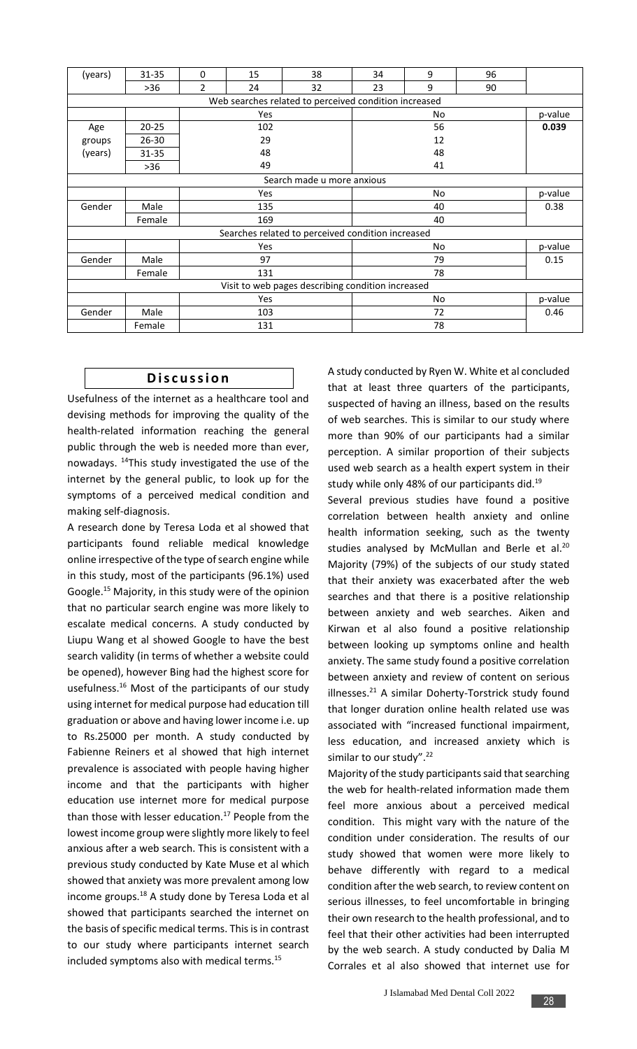| (years) | 31-35 | 0 | 15 | 38 | 34 | 9 | 96 | |
|---|---|---|---|---|---|---|---|---|
| | >36 | 2 | 24 | 32 | 23 | 9 | 90 | |
| Web searches related to perceived condition increased | | | | | | | | |
| | | Yes | | | No | | | p-value |
| Age groups (years) | 20-25 | 102 | | | 56 | | | **0.039** |
| | 26-30 | 29 | | | 12 | | | |
| | 31-35 | 48 | | | 48 | | | |
| | >36 | 49 | | | 41 | | | |
| Search made u more anxious | | | | | | | | |
| | | Yes | | | No | | | p-value |
| Gender | Male | 135 | | | 40 | | | 0.38 |
| | Female | 169 | | | 40 | | | |
| Searches related to perceived condition increased | | | | | | | | |
| | | Yes | | | No | | | p-value |
| Gender | Male | 97 | | | 79 | | | 0.15 |
| | Female | 131 | | | 78 | | | |
| Visit to web pages describing condition increased | | | | | | | | |
| | | Yes | | | No | | | p-value |
| Gender | Male | 103 | | | 72 | | | 0.46 |
| | Female | 131 | | | 78 | | | |

## Discussion

Usefulness of the internet as a healthcare tool and devising methods for improving the quality of the health-related information reaching the general public through the web is needed more than ever, nowadays. [14]This study investigated the use of the internet by the general public, to look up for the symptoms of a perceived medical condition and making self-diagnosis.

A research done by Teresa Loda et al showed that participants found reliable medical knowledge online irrespective of the type of search engine while in this study, most of the participants (96.1%) used Google.[15] Majority, in this study were of the opinion that no particular search engine was more likely to escalate medical concerns. A study conducted by Liupu Wang et al showed Google to have the best search validity (in terms of whether a website could be opened), however Bing had the highest score for usefulness.[16] Most of the participants of our study using internet for medical purpose had education till graduation or above and having lower income i.e. up to Rs.25000 per month. A study conducted by Fabienne Reiners et al showed that high internet prevalence is associated with people having higher income and that the participants with higher education use internet more for medical purpose than those with lesser education.[17] People from the lowest income group were slightly more likely to feel anxious after a web search. This is consistent with a previous study conducted by Kate Muse et al which showed that anxiety was more prevalent among low income groups.[18] A study done by Teresa Loda et al showed that participants searched the internet on the basis of specific medical terms. This is in contrast to our study where participants internet search included symptoms also with medical terms.[15]

A study conducted by Ryen W. White et al concluded that at least three quarters of the participants, suspected of having an illness, based on the results of web searches. This is similar to our study where more than 90% of our participants had a similar perception. A similar proportion of their subjects used web search as a health expert system in their study while only 48% of our participants did.[19]

Several previous studies have found a positive correlation between health anxiety and online health information seeking, such as the twenty studies analysed by McMullan and Berle et al.[20] Majority (79%) of the subjects of our study stated that their anxiety was exacerbated after the web searches and that there is a positive relationship between anxiety and web searches. Aiken and Kirwan et al also found a positive relationship between looking up symptoms online and health anxiety. The same study found a positive correlation between anxiety and review of content on serious illnesses.[21] A similar Doherty-Torstrick study found that longer duration online health related use was associated with "increased functional impairment, less education, and increased anxiety which is similar to our study".[22]

Majority of the study participants said that searching the web for health-related information made them feel more anxious about a perceived medical condition. This might vary with the nature of the condition under consideration. The results of our study showed that women were more likely to behave differently with regard to a medical condition after the web search, to review content on serious illnesses, to feel uncomfortable in bringing their own research to the health professional, and to feel that their other activities had been interrupted by the web search. A study conducted by Dalia M Corrales et al also showed that internet use for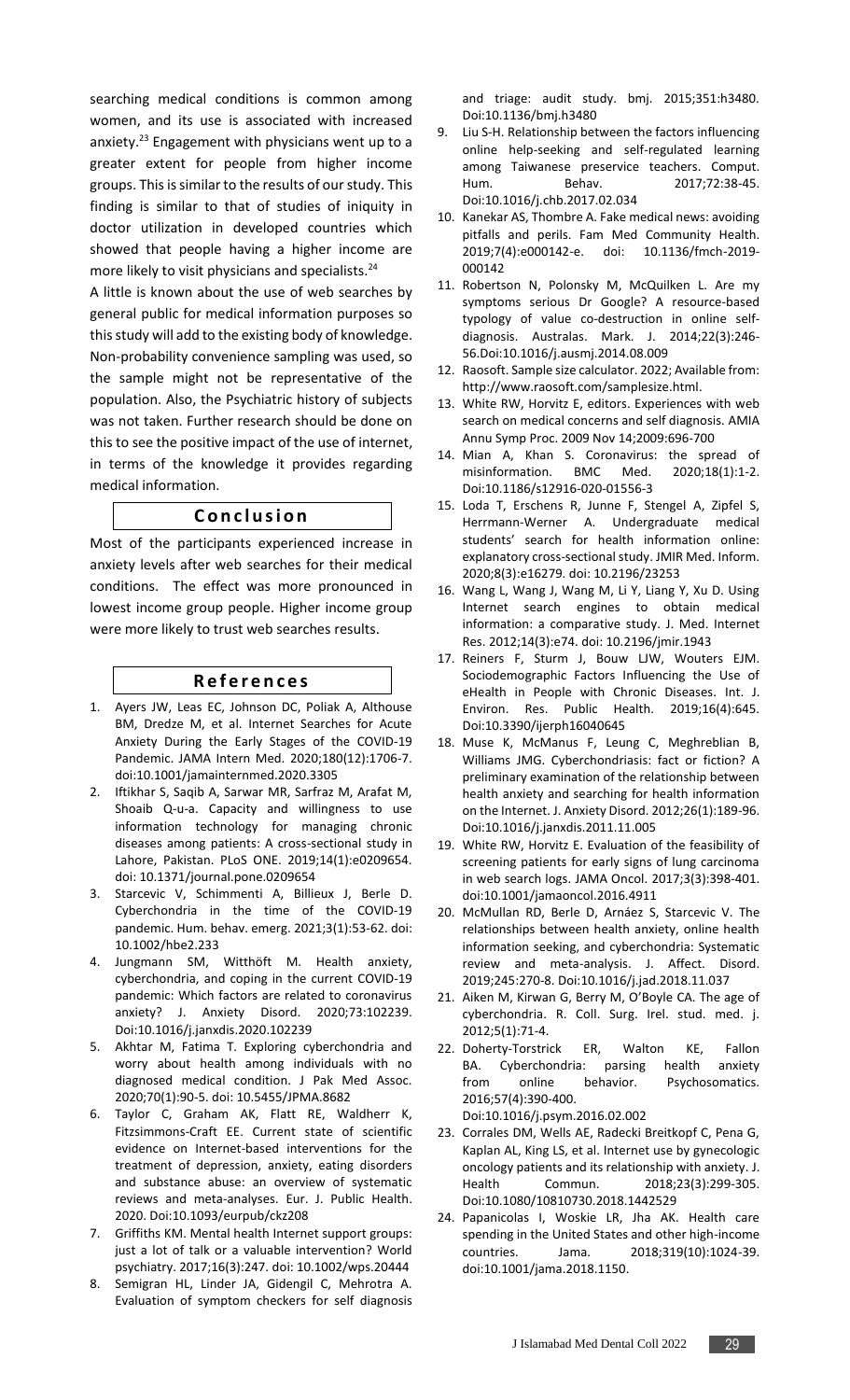searching medical conditions is common among women, and its use is associated with increased anxiety.[23] Engagement with physicians went up to a greater extent for people from higher income groups. This is similar to the results of our study. This finding is similar to that of studies of iniquity in doctor utilization in developed countries which showed that people having a higher income are more likely to visit physicians and specialists.[24]

A little is known about the use of web searches by general public for medical information purposes so this study will add to the existing body of knowledge. Non-probability convenience sampling was used, so the sample might not be representative of the population. Also, the Psychiatric history of subjects was not taken. Further research should be done on this to see the positive impact of the use of internet, in terms of the knowledge it provides regarding medical information.

## Conclusion

Most of the participants experienced increase in anxiety levels after web searches for their medical conditions. The effect was more pronounced in lowest income group people. Higher income group were more likely to trust web searches results.

## References

1. Ayers JW, Leas EC, Johnson DC, Poliak A, Althouse BM, Dredze M, et al. Internet Searches for Acute Anxiety During the Early Stages of the COVID-19 Pandemic. JAMA Intern Med. 2020;180(12):1706-7. doi:10.1001/jamainternmed.2020.3305
2. Iftikhar S, Saqib A, Sarwar MR, Sarfraz M, Arafat M, Shoaib Q-u-a. Capacity and willingness to use information technology for managing chronic diseases among patients: A cross-sectional study in Lahore, Pakistan. PLoS ONE. 2019;14(1):e0209654. doi: 10.1371/journal.pone.0209654
3. Starcevic V, Schimmenti A, Billieux J, Berle D. Cyberchondria in the time of the COVID-19 pandemic. Hum. behav. emerg. 2021;3(1):53-62. doi: 10.1002/hbe2.233
4. Jungmann SM, Witthöft M. Health anxiety, cyberchondria, and coping in the current COVID-19 pandemic: Which factors are related to coronavirus anxiety? J. Anxiety Disord. 2020;73:102239. Doi:10.1016/j.janxdis.2020.102239
5. Akhtar M, Fatima T. Exploring cyberchondria and worry about health among individuals with no diagnosed medical condition. J Pak Med Assoc. 2020;70(1):90-5. doi: 10.5455/JPMA.8682
6. Taylor C, Graham AK, Flatt RE, Waldherr K, Fitzsimmons-Craft EE. Current state of scientific evidence on Internet-based interventions for the treatment of depression, anxiety, eating disorders and substance abuse: an overview of systematic reviews and meta-analyses. Eur. J. Public Health. 2020. Doi:10.1093/eurpub/ckz208
7. Griffiths KM. Mental health Internet support groups: just a lot of talk or a valuable intervention? World psychiatry. 2017;16(3):247. doi: 10.1002/wps.20444
8. Semigran HL, Linder JA, Gidengil C, Mehrotra A. Evaluation of symptom checkers for self diagnosis and triage: audit study. bmj. 2015;351:h3480. Doi:10.1136/bmj.h3480
9. Liu S-H. Relationship between the factors influencing online help-seeking and self-regulated learning among Taiwanese preservice teachers. Comput. Hum. Behav. 2017;72:38-45. Doi:10.1016/j.chb.2017.02.034
10. Kanekar AS, Thombre A. Fake medical news: avoiding pitfalls and perils. Fam Med Community Health. 2019;7(4):e000142-e. doi: 10.1136/fmch-2019-000142
11. Robertson N, Polonsky M, McQuilken L. Are my symptoms serious Dr Google? A resource-based typology of value co-destruction in online self-diagnosis. Australas. Mark. J. 2014;22(3):246-56.Doi:10.1016/j.ausmj.2014.08.009
12. Raosoft. Sample size calculator. 2022; Available from: http://www.raosoft.com/samplesize.html.
13. White RW, Horvitz E, editors. Experiences with web search on medical concerns and self diagnosis. AMIA Annu Symp Proc. 2009 Nov 14;2009:696-700
14. Mian A, Khan S. Coronavirus: the spread of misinformation. BMC Med. 2020;18(1):1-2. Doi:10.1186/s12916-020-01556-3
15. Loda T, Erschens R, Junne F, Stengel A, Zipfel S, Herrmann-Werner A. Undergraduate medical students' search for health information online: explanatory cross-sectional study. JMIR Med. Inform. 2020;8(3):e16279. doi: 10.2196/23253
16. Wang L, Wang J, Wang M, Li Y, Liang Y, Xu D. Using Internet search engines to obtain medical information: a comparative study. J. Med. Internet Res. 2012;14(3):e74. doi: 10.2196/jmir.1943
17. Reiners F, Sturm J, Bouw LJW, Wouters EJM. Sociodemographic Factors Influencing the Use of eHealth in People with Chronic Diseases. Int. J. Environ. Res. Public Health. 2019;16(4):645. Doi:10.3390/ijerph16040645
18. Muse K, McManus F, Leung C, Meghreblian B, Williams JMG. Cyberchondriasis: fact or fiction? A preliminary examination of the relationship between health anxiety and searching for health information on the Internet. J. Anxiety Disord. 2012;26(1):189-96. Doi:10.1016/j.janxdis.2011.11.005
19. White RW, Horvitz E. Evaluation of the feasibility of screening patients for early signs of lung carcinoma in web search logs. JAMA Oncol. 2017;3(3):398-401. doi:10.1001/jamaoncol.2016.4911
20. McMullan RD, Berle D, Arnáez S, Starcevic V. The relationships between health anxiety, online health information seeking, and cyberchondria: Systematic review and meta-analysis. J. Affect. Disord. 2019;245:270-8. Doi:10.1016/j.jad.2018.11.037
21. Aiken M, Kirwan G, Berry M, O'Boyle CA. The age of cyberchondria. R. Coll. Surg. Irel. stud. med. j. 2012;5(1):71-4.
22. Doherty-Torstrick ER, Walton KE, Fallon BA. Cyberchondria: parsing health anxiety from online behavior. Psychosomatics. 2016;57(4):390-400. Doi:10.1016/j.psym.2016.02.002
23. Corrales DM, Wells AE, Radecki Breitkopf C, Pena G, Kaplan AL, King LS, et al. Internet use by gynecologic oncology patients and its relationship with anxiety. J. Health Commun. 2018;23(3):299-305. Doi:10.1080/10810730.2018.1442529
24. Papanicolas I, Woskie LR, Jha AK. Health care spending in the United States and other high-income countries. Jama. 2018;319(10):1024-39. doi:10.1001/jama.2018.1150.